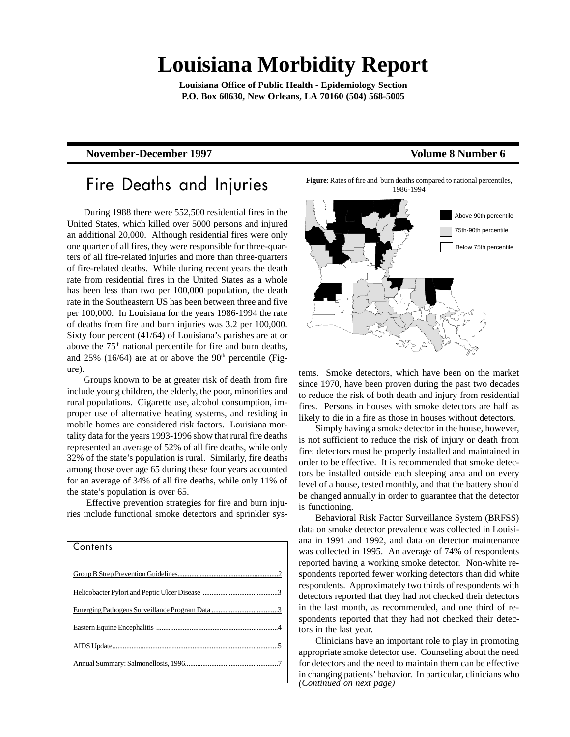# Louisiana Morbidity Report

**Louisiana Office of Public Health - Epidemiology Section**
**P.O. Box 60630, New Orleans, LA 70160 (504) 568-5005**

**November-December 1997** **Volume 8 Number 6**

## Fire Deaths and Injuries

During 1988 there were 552,500 residential fires in the United States, which killed over 5000 persons and injured an additional 20,000. Although residential fires were only one quarter of all fires, they were responsible for three-quarters of all fire-related injuries and more than three-quarters of fire-related deaths. While during recent years the death rate from residential fires in the United States as a whole has been less than two per 100,000 population, the death rate in the Southeastern US has been between three and five per 100,000. In Louisiana for the years 1986-1994 the rate of deaths from fire and burn injuries was 3.2 per 100,000. Sixty four percent (41/64) of Louisiana's parishes are at or above the 75th national percentile for fire and burn deaths, and 25% (16/64) are at or above the 90th percentile (Figure).

Groups known to be at greater risk of death from fire include young children, the elderly, the poor, minorities and rural populations. Cigarette use, alcohol consumption, improper use of alternative heating systems, and residing in mobile homes are considered risk factors. Louisiana mortality data for the years 1993-1996 show that rural fire deaths represented an average of 52% of all fire deaths, while only 32% of the state's population is rural. Similarly, fire deaths among those over age 65 during these four years accounted for an average of 34% of all fire deaths, while only 11% of the state's population is over 65.

Effective prevention strategies for fire and burn injuries include functional smoke detectors and sprinkler systems. Smoke detectors, which have been on the market since 1970, have been proven during the past two decades to reduce the risk of both death and injury from residential fires. Persons in houses with smoke detectors are half as likely to die in a fire as those in houses without detectors.

**Figure**: Rates of fire and burn deaths compared to national percentiles, 1986-1994

Above 90th percentile
75th-90th percentile
Below 75th percentile

Simply having a smoke detector in the house, however, is not sufficient to reduce the risk of injury or death from fire; detectors must be properly installed and maintained in order to be effective. It is recommended that smoke detectors be installed outside each sleeping area and on every level of a house, tested monthly, and that the battery should be changed annually in order to guarantee that the detector is functioning.

Behavioral Risk Factor Surveillance System (BRFSS) data on smoke detector prevalence was collected in Louisiana in 1991 and 1992, and data on detector maintenance was collected in 1995. An average of 74% of respondents reported having a working smoke detector. Non-white respondents reported fewer working detectors than did white respondents. Approximately two thirds of respondents with detectors reported that they had not checked their detectors in the last month, as recommended, and one third of respondents reported that they had not checked their detectors in the last year.

Clinicians have an important role to play in promoting appropriate smoke detector use. Counseling about the need for detectors and the need to maintain them can be effective in changing patients' behavior. In particular, clinicians who

*(Continued on next page)*

### Contents

- Group B Strep Prevention Guidelines....2
- Helicobacter Pylori and Peptic Ulcer Disease ....3
- Emerging Pathogens Surveillance Program Data ....3
- Eastern Equine Encephalitis ....4
- AIDS Update....5
- Annual Summary: Salmonellosis, 1996....7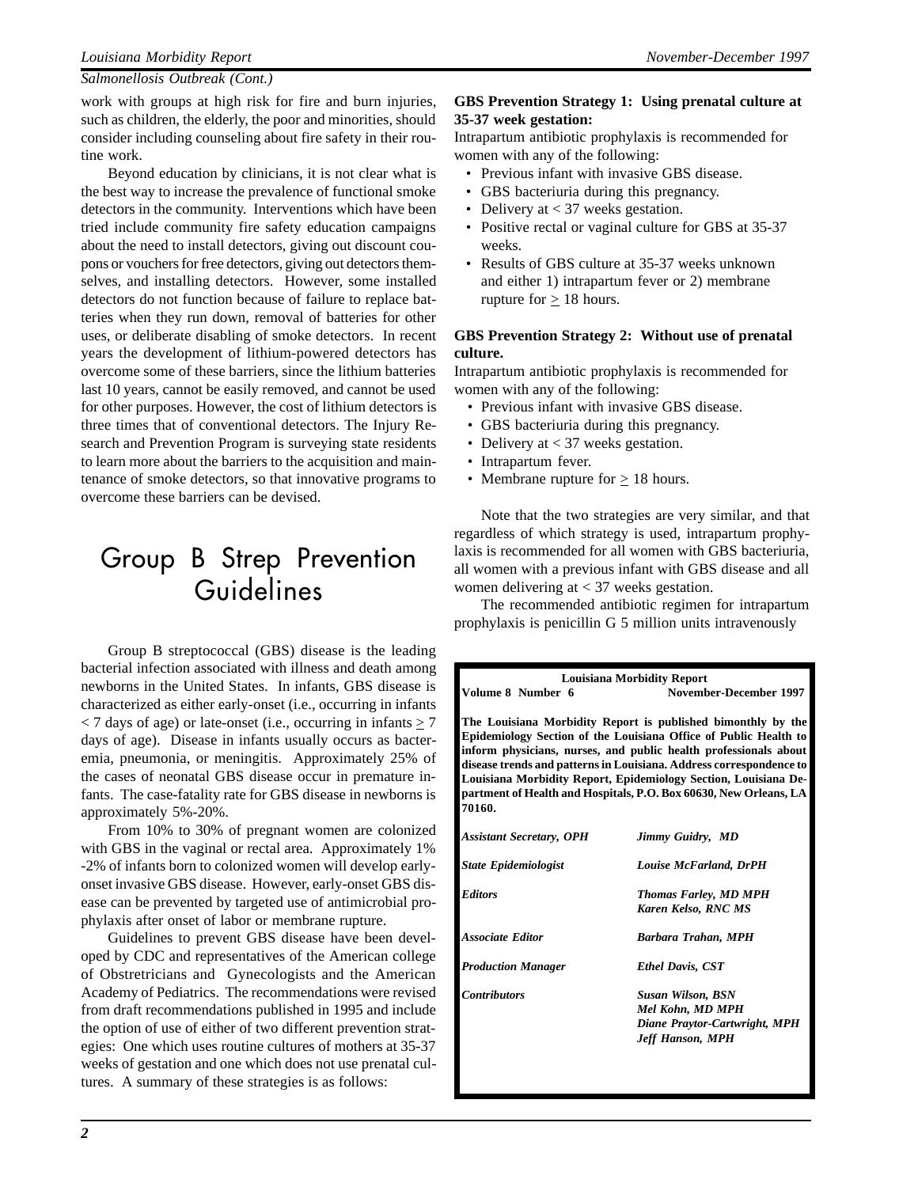*Salmonellosis Outbreak (Cont.)*

work with groups at high risk for fire and burn injuries, such as children, the elderly, the poor and minorities, should consider including counseling about fire safety in their routine work.

Beyond education by clinicians, it is not clear what is the best way to increase the prevalence of functional smoke detectors in the community. Interventions which have been tried include community fire safety education campaigns about the need to install detectors, giving out discount coupons or vouchers for free detectors, giving out detectors themselves, and installing detectors. However, some installed detectors do not function because of failure to replace batteries when they run down, removal of batteries for other uses, or deliberate disabling of smoke detectors. In recent years the development of lithium-powered detectors has overcome some of these barriers, since the lithium batteries last 10 years, cannot be easily removed, and cannot be used for other purposes. However, the cost of lithium detectors is three times that of conventional detectors. The Injury Research and Prevention Program is surveying state residents to learn more about the barriers to the acquisition and maintenance of smoke detectors, so that innovative programs to overcome these barriers can be devised.

# Group B Strep Prevention Guidelines

Group B streptococcal (GBS) disease is the leading bacterial infection associated with illness and death among newborns in the United States. In infants, GBS disease is characterized as either early-onset (i.e., occurring in infants < 7 days of age) or late-onset (i.e., occurring in infants ≥ 7 days of age). Disease in infants usually occurs as bacteremia, pneumonia, or meningitis. Approximately 25% of the cases of neonatal GBS disease occur in premature infants. The case-fatality rate for GBS disease in newborns is approximately 5%-20%.

From 10% to 30% of pregnant women are colonized with GBS in the vaginal or rectal area. Approximately 1% -2% of infants born to colonized women will develop early-onset invasive GBS disease. However, early-onset GBS disease can be prevented by targeted use of antimicrobial prophylaxis after onset of labor or membrane rupture.

Guidelines to prevent GBS disease have been developed by CDC and representatives of the American college of Obstretricians and Gynecologists and the American Academy of Pediatrics. The recommendations were revised from draft recommendations published in 1995 and include the option of use of either of two different prevention strategies: One which uses routine cultures of mothers at 35-37 weeks of gestation and one which does not use prenatal cultures. A summary of these strategies is as follows:

**GBS Prevention Strategy 1: Using prenatal culture at 35-37 week gestation:**

Intrapartum antibiotic prophylaxis is recommended for women with any of the following:

- Previous infant with invasive GBS disease.
- GBS bacteriuria during this pregnancy.
- Delivery at < 37 weeks gestation.
- Positive rectal or vaginal culture for GBS at 35-37 weeks.
- Results of GBS culture at 35-37 weeks unknown and either 1) intrapartum fever or 2) membrane rupture for ≥ 18 hours.

**GBS Prevention Strategy 2: Without use of prenatal culture.**

Intrapartum antibiotic prophylaxis is recommended for women with any of the following:

- Previous infant with invasive GBS disease.
- GBS bacteriuria during this pregnancy.
- Delivery at < 37 weeks gestation.
- Intrapartum fever.
- Membrane rupture for ≥ 18 hours.

Note that the two strategies are very similar, and that regardless of which strategy is used, intrapartum prophylaxis is recommended for all women with GBS bacteriuria, all women with a previous infant with GBS disease and all women delivering at < 37 weeks gestation.

The recommended antibiotic regimen for intrapartum prophylaxis is penicillin G 5 million units intravenously

---

**Louisiana Morbidity Report**
**Volume 8 Number 6** **November-December 1997**

**The Louisiana Morbidity Report is published bimonthly by the Epidemiology Section of the Louisiana Office of Public Health to inform physicians, nurses, and public health professionals about disease trends and patterns in Louisiana. Address correspondence to Louisiana Morbidity Report, Epidemiology Section, Louisiana Department of Health and Hospitals, P.O. Box 60630, New Orleans, LA 70160.**

| | |
|---|---|
| *Assistant Secretary, OPH* | *Jimmy Guidry, MD* |
| *State Epidemiologist* | *Louise McFarland, DrPH* |
| *Editors* | *Thomas Farley, MD MPH*<br>*Karen Kelso, RNC MS* |
| *Associate Editor* | *Barbara Trahan, MPH* |
| *Production Manager* | *Ethel Davis, CST* |
| *Contributors* | *Susan Wilson, BSN*<br>*Mel Kohn, MD MPH*<br>*Diane Praytor-Cartwright, MPH*<br>*Jeff Hanson, MPH* |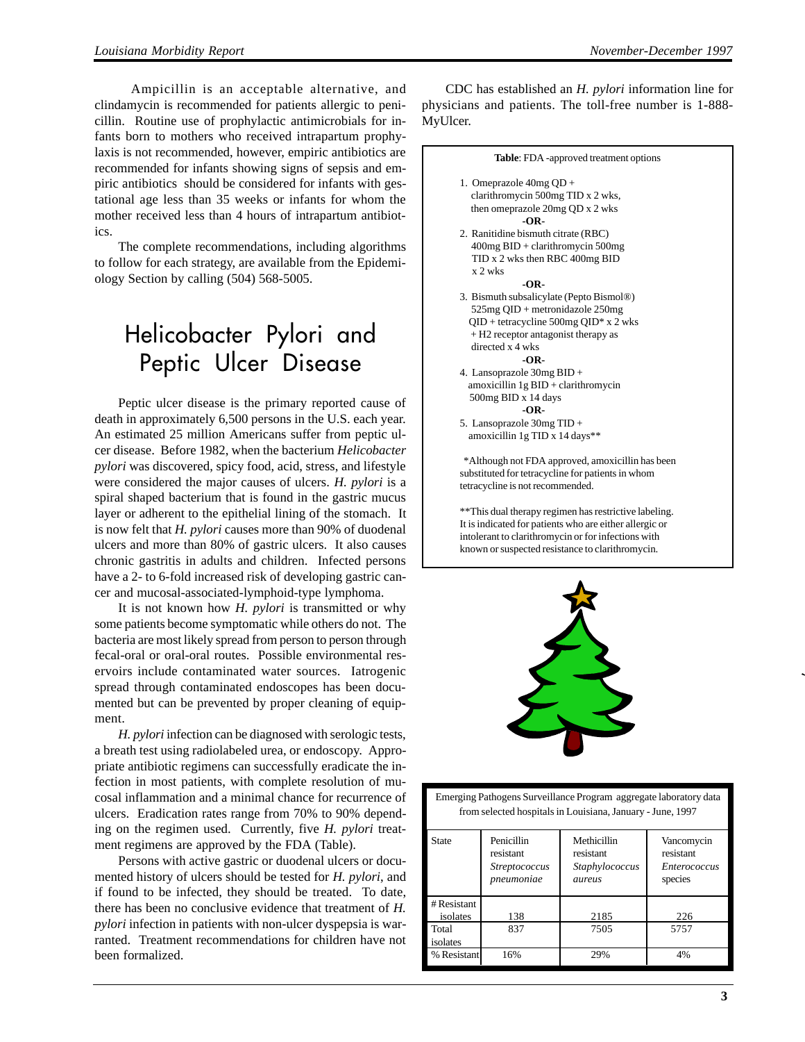Ampicillin is an acceptable alternative, and clindamycin is recommended for patients allergic to penicillin. Routine use of prophylactic antimicrobials for infants born to mothers who received intrapartum prophylaxis is not recommended, however, empiric antibiotics are recommended for infants showing signs of sepsis and empiric antibiotics should be considered for infants with gestational age less than 35 weeks or infants for whom the mother received less than 4 hours of intrapartum antibiotics.

The complete recommendations, including algorithms to follow for each strategy, are available from the Epidemiology Section by calling (504) 568-5005.

# Helicobacter Pylori and Peptic Ulcer Disease

Peptic ulcer disease is the primary reported cause of death in approximately 6,500 persons in the U.S. each year. An estimated 25 million Americans suffer from peptic ulcer disease. Before 1982, when the bacterium *Helicobacter pylori* was discovered, spicy food, acid, stress, and lifestyle were considered the major causes of ulcers. *H. pylori* is a spiral shaped bacterium that is found in the gastric mucus layer or adherent to the epithelial lining of the stomach. It is now felt that *H. pylori* causes more than 90% of duodenal ulcers and more than 80% of gastric ulcers. It also causes chronic gastritis in adults and children. Infected persons have a 2- to 6-fold increased risk of developing gastric cancer and mucosal-associated-lymphoid-type lymphoma.

It is not known how *H. pylori* is transmitted or why some patients become symptomatic while others do not. The bacteria are most likely spread from person to person through fecal-oral or oral-oral routes. Possible environmental reservoirs include contaminated water sources. Iatrogenic spread through contaminated endoscopes has been documented but can be prevented by proper cleaning of equipment.

*H. pylori* infection can be diagnosed with serologic tests, a breath test using radiolabeled urea, or endoscopy. Appropriate antibiotic regimens can successfully eradicate the infection in most patients, with complete resolution of mucosal inflammation and a minimal chance for recurrence of ulcers. Eradication rates range from 70% to 90% depending on the regimen used. Currently, five *H. pylori* treatment regimens are approved by the FDA (Table).

Persons with active gastric or duodenal ulcers or documented history of ulcers should be tested for *H. pylori*, and if found to be infected, they should be treated. To date, there has been no conclusive evidence that treatment of *H. pylori* infection in patients with non-ulcer dyspepsia is warranted. Treatment recommendations for children have not been formalized.

CDC has established an *H. pylori* information line for physicians and patients. The toll-free number is 1-888-MyUlcer.

**Table**: FDA -approved treatment options

1. Omeprazole 40mg QD + clarithromycin 500mg TID x 2 wks, then omeprazole 20mg QD x 2 wks

   **-OR-**

2. Ranitidine bismuth citrate (RBC) 400mg BID + clarithromycin 500mg TID x 2 wks then RBC 400mg BID x 2 wks

   **-OR-**

3. Bismuth subsalicylate (Pepto Bismol®) 525mg QID + metronidazole 250mg QID + tetracycline 500mg QID* x 2 wks + H2 receptor antagonist therapy as directed x 4 wks

   **-OR-**

4. Lansoprazole 30mg BID + amoxicillin 1g BID + clarithromycin 500mg BID x 14 days

   **-OR-**

5. Lansoprazole 30mg TID + amoxicillin 1g TID x 14 days**

*Although not FDA approved, amoxicillin has been substituted for tetracycline for patients in whom tetracycline is not recommended.

**This dual therapy regimen has restrictive labeling. It is indicated for patients who are either allergic or intolerant to clarithromycin or for infections with known or suspected resistance to clarithromycin.

Emerging Pathogens Surveillance Program aggregate laboratory data from selected hospitals in Louisiana, January - June, 1997

| State | Penicillin resistant *Streptococcus pneumoniae* | Methicillin resistant *Staphylococcus aureus* | Vancomycin resistant *Enterococcus* species |
|---|---|---|---|
| # Resistant isolates | 138 | 2185 | 226 |
| Total isolates | 837 | 7505 | 5757 |
| % Resistant | 16% | 29% | 4% |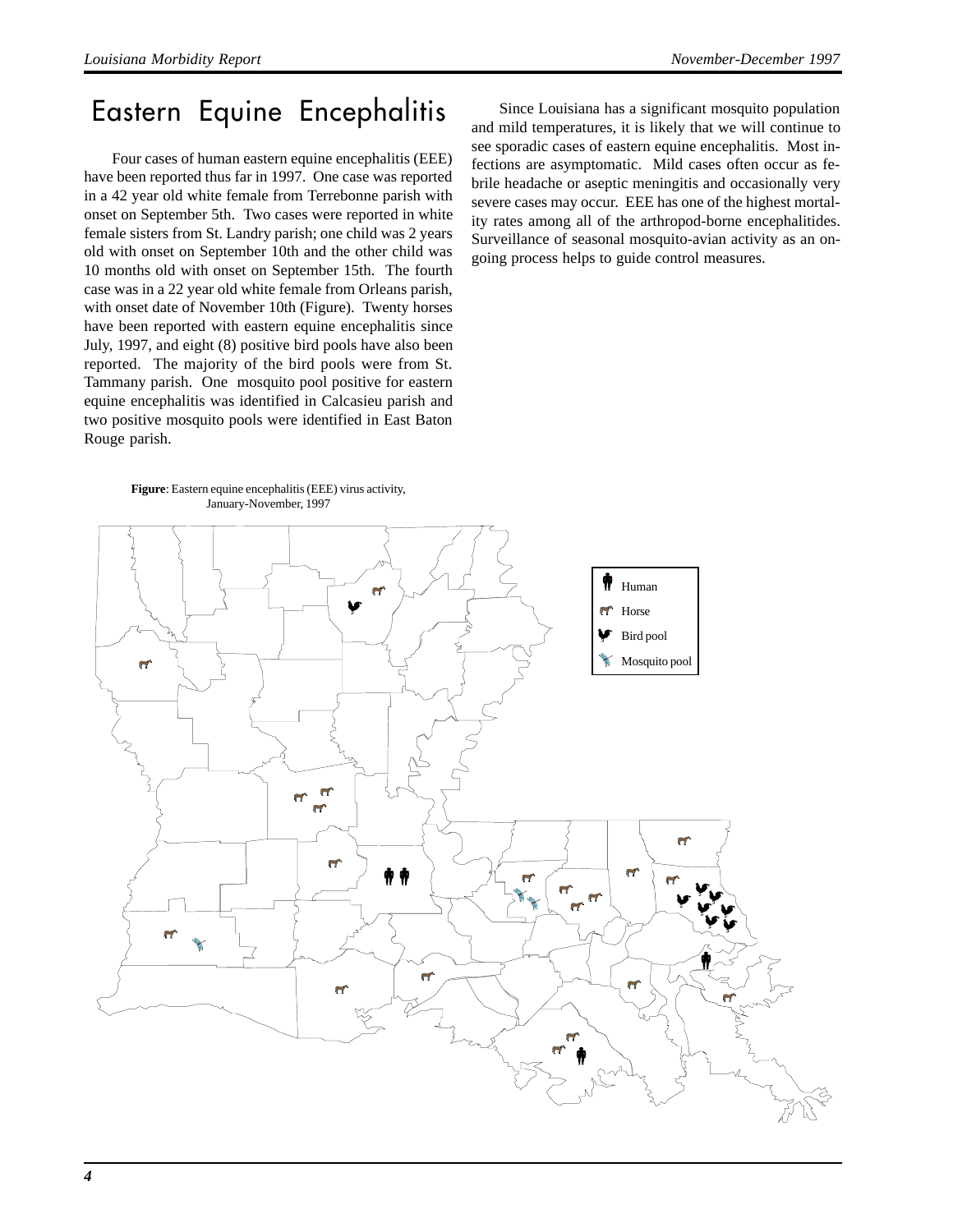# Eastern Equine Encephalitis

Four cases of human eastern equine encephalitis (EEE) have been reported thus far in 1997. One case was reported in a 42 year old white female from Terrebonne parish with onset on September 5th. Two cases were reported in white female sisters from St. Landry parish; one child was 2 years old with onset on September 10th and the other child was 10 months old with onset on September 15th. The fourth case was in a 22 year old white female from Orleans parish, with onset date of November 10th (Figure). Twenty horses have been reported with eastern equine encephalitis since July, 1997, and eight (8) positive bird pools have also been reported. The majority of the bird pools were from St. Tammany parish. One mosquito pool positive for eastern equine encephalitis was identified in Calcasieu parish and two positive mosquito pools were identified in East Baton Rouge parish.

Since Louisiana has a significant mosquito population and mild temperatures, it is likely that we will continue to see sporadic cases of eastern equine encephalitis. Most infections are asymptomatic. Mild cases often occur as febrile headache or aseptic meningitis and occasionally very severe cases may occur. EEE has one of the highest mortality rates among all of the arthropod-borne encephalitides. Surveillance of seasonal mosquito-avian activity as an ongoing process helps to guide control measures.

**Figure**: Eastern equine encephalitis (EEE) virus activity, January-November, 1997

Human
Horse
Bird pool
Mosquito pool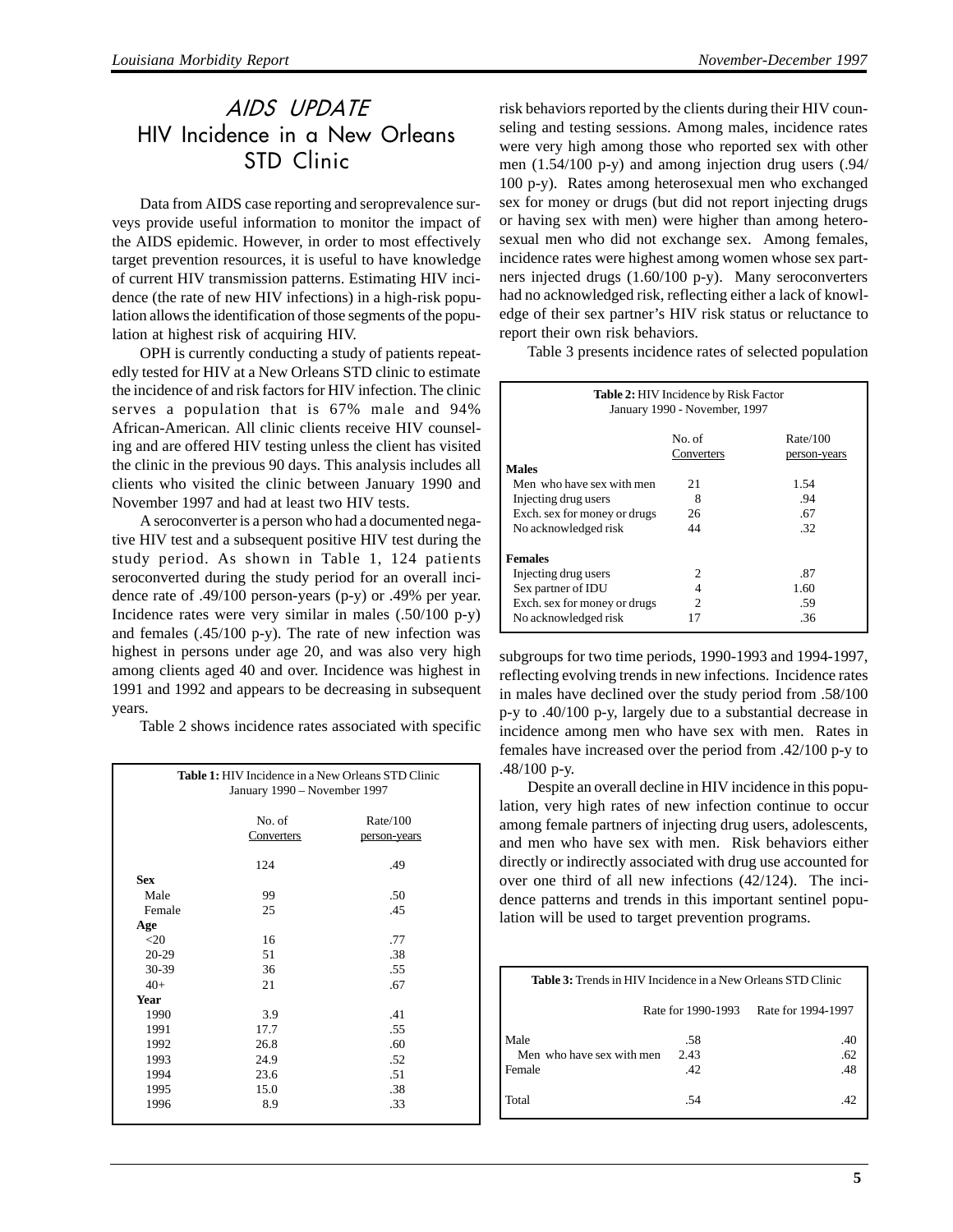# AIDS UPDATE
## HIV Incidence in a New Orleans STD Clinic

Data from AIDS case reporting and seroprevalence surveys provide useful information to monitor the impact of the AIDS epidemic. However, in order to most effectively target prevention resources, it is useful to have knowledge of current HIV transmission patterns. Estimating HIV incidence (the rate of new HIV infections) in a high-risk population allows the identification of those segments of the population at highest risk of acquiring HIV.

OPH is currently conducting a study of patients repeatedly tested for HIV at a New Orleans STD clinic to estimate the incidence of and risk factors for HIV infection. The clinic serves a population that is 67% male and 94% African-American. All clinic clients receive HIV counseling and are offered HIV testing unless the client has visited the clinic in the previous 90 days. This analysis includes all clients who visited the clinic between January 1990 and November 1997 and had at least two HIV tests.

A seroconverter is a person who had a documented negative HIV test and a subsequent positive HIV test during the study period. As shown in Table 1, 124 patients seroconverted during the study period for an overall incidence rate of .49/100 person-years (p-y) or .49% per year. Incidence rates were very similar in males (.50/100 p-y) and females (.45/100 p-y). The rate of new infection was highest in persons under age 20, and was also very high among clients aged 40 and over. Incidence was highest in 1991 and 1992 and appears to be decreasing in subsequent years.

Table 2 shows incidence rates associated with specific risk behaviors reported by the clients during their HIV counseling and testing sessions. Among males, incidence rates were very high among those who reported sex with other men (1.54/100 p-y) and among injection drug users (.94/100 p-y). Rates among heterosexual men who exchanged sex for money or drugs (but did not report injecting drugs or having sex with men) were higher than among heterosexual men who did not exchange sex. Among females, incidence rates were highest among women whose sex partners injected drugs (1.60/100 p-y). Many seroconverters had no acknowledged risk, reflecting either a lack of knowledge of their sex partner's HIV risk status or reluctance to report their own risk behaviors.

Table 3 presents incidence rates of selected population subgroups for two time periods, 1990-1993 and 1994-1997, reflecting evolving trends in new infections. Incidence rates in males have declined over the study period from .58/100 p-y to .40/100 p-y, largely due to a substantial decrease in incidence among men who have sex with men. Rates in females have increased over the period from .42/100 p-y to .48/100 p-y.

Despite an overall decline in HIV incidence in this population, very high rates of new infection continue to occur among female partners of injecting drug users, adolescents, and men who have sex with men. Risk behaviors either directly or indirectly associated with drug use accounted for over one third of all new infections (42/124). The incidence patterns and trends in this important sentinel population will be used to target prevention programs.

**Table 1:** HIV Incidence in a New Orleans STD Clinic
January 1990 – November 1997

| | No. of Converters | Rate/100 person-years |
|---|---|---|
| | 124 | .49 |
| **Sex** | | |
| Male | 99 | .50 |
| Female | 25 | .45 |
| **Age** | | |
| <20 | 16 | .77 |
| 20-29 | 51 | .38 |
| 30-39 | 36 | .55 |
| 40+ | 21 | .67 |
| **Year** | | |
| 1990 | 3.9 | .41 |
| 1991 | 17.7 | .55 |
| 1992 | 26.8 | .60 |
| 1993 | 24.9 | .52 |
| 1994 | 23.6 | .51 |
| 1995 | 15.0 | .38 |
| 1996 | 8.9 | .33 |

**Table 2:** HIV Incidence by Risk Factor
January 1990 - November, 1997

| | No. of Converters | Rate/100 person-years |
|---|---|---|
| **Males** | | |
| Men who have sex with men | 21 | 1.54 |
| Injecting drug users | 8 | .94 |
| Exch. sex for money or drugs | 26 | .67 |
| No acknowledged risk | 44 | .32 |
| **Females** | | |
| Injecting drug users | 2 | .87 |
| Sex partner of IDU | 4 | 1.60 |
| Exch. sex for money or drugs | 2 | .59 |
| No acknowledged risk | 17 | .36 |

**Table 3:** Trends in HIV Incidence in a New Orleans STD Clinic

| | Rate for 1990-1993 | Rate for 1994-1997 |
|---|---|---|
| Male | .58 | .40 |
| Men who have sex with men | 2.43 | .62 |
| Female | .42 | .48 |
| Total | .54 | .42 |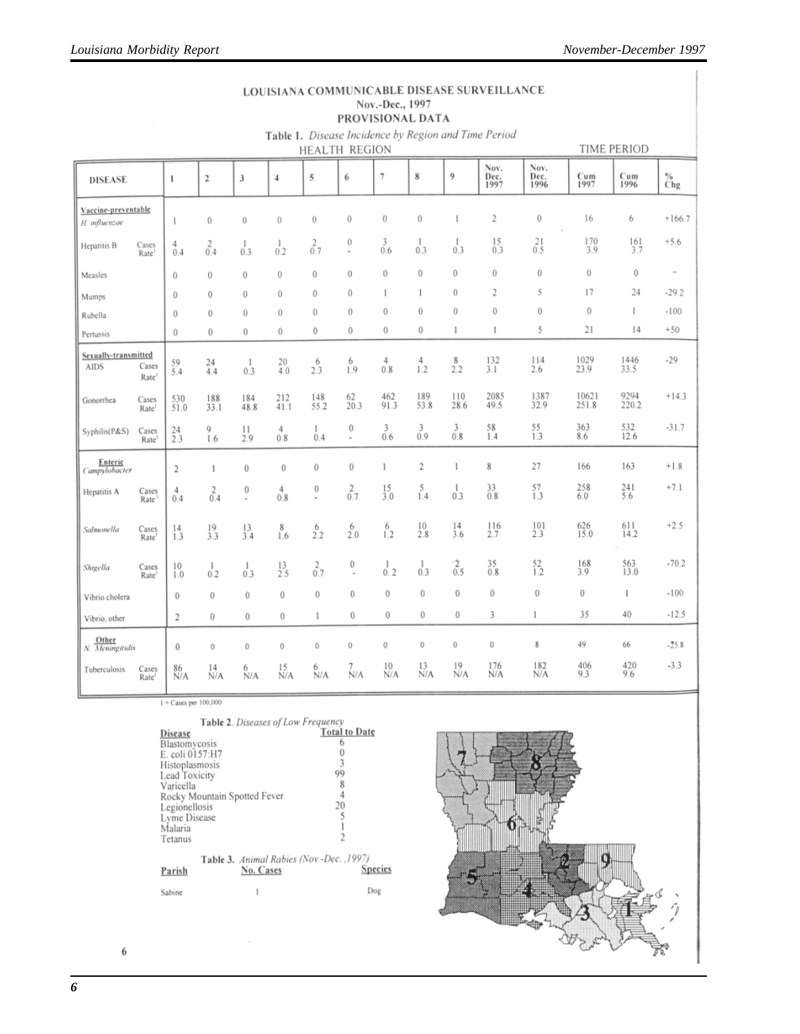## LOUISIANA COMMUNICABLE DISEASE SURVEILLANCE
### Nov.-Dec., 1997
### PROVISIONAL DATA

Table 1. *Disease Incidence by Region and Time Period*

| DISEASE | | HEALTH REGION 1 | 2 | 3 | 4 | 5 | 6 | 7 | 8 | 9 | TIME PERIOD Nov. Dec. 1997 | Nov. Dec. 1996 | Cum 1997 | Cum 1996 | % Chg |
|---|---|---|---|---|---|---|---|---|---|---|---|---|---|---|---|
| **Vaccine-preventable** | | | | | | | | | | | | | | | |
| *H. influenzae* | | 1 | 0 | 0 | 0 | 0 | 0 | 0 | 0 | 1 | 2 | 0 | 16 | 6 | +166.7 |
| Hepatitis B | Cases | 4 | 2 | 1 | 1 | 2 | 0 | 3 | 1 | 1 | 15 | 21 | 170 | 161 | +5.6 |
| | Rate[1] | 0.4 | 0.4 | 0.3 | 0.2 | 0.7 | - | 0.6 | 0.3 | 0.3 | 0.3 | 0.5 | 3.9 | 3.7 | |
| Measles | | 0 | 0 | 0 | 0 | 0 | 0 | 0 | 0 | 0 | 0 | 0 | 0 | 0 | - |
| Mumps | | 0 | 0 | 0 | 0 | 0 | 0 | 1 | 1 | 0 | 2 | 5 | 17 | 24 | -29.2 |
| Rubella | | 0 | 0 | 0 | 0 | 0 | 0 | 0 | 0 | 0 | 0 | 0 | 0 | 1 | -100 |
| Pertussis | | 0 | 0 | 0 | 0 | 0 | 0 | 0 | 0 | 1 | 1 | 5 | 21 | 14 | +50 |
| **Sexually-transmitted** | | | | | | | | | | | | | | | |
| AIDS | Cases | 59 | 24 | 1 | 20 | 6 | 6 | 4 | 4 | 8 | 132 | 114 | 1029 | 1446 | -29 |
| | Rate[1] | 5.4 | 4.4 | 0.3 | 4.0 | 2.3 | 1.9 | 0.8 | 1.2 | 2.2 | 3.1 | 2.6 | 23.9 | 33.5 | |
| Gonorrhea | Cases | 530 | 188 | 184 | 212 | 148 | 62 | 462 | 189 | 110 | 2085 | 1387 | 10621 | 9294 | +14.3 |
| | Rate[1] | 51.0 | 33.1 | 48.8 | 41.1 | 55.2 | 20.3 | 91.3 | 53.8 | 28.6 | 49.5 | 32.9 | 251.8 | 220.2 | |
| Syphilis(P&S) | Cases | 24 | 9 | 11 | 4 | 1 | 0 | 3 | 3 | 3 | 58 | 55 | 363 | 532 | -31.7 |
| | Rate[1] | 2.3 | 1.6 | 2.9 | 0.8 | 0.4 | - | 0.6 | 0.9 | 0.8 | 1.4 | 1.3 | 8.6 | 12.6 | |
| **Enteric** | | | | | | | | | | | | | | | |
| *Campylobacter* | | 2 | 1 | 0 | 0 | 0 | 0 | 1 | 2 | 1 | 8 | 27 | 166 | 163 | +1.8 |
| Hepatitis A | Cases | 4 | 2 | 0 | 4 | 0 | 2 | 15 | 5 | 1 | 33 | 57 | 258 | 241 | +7.1 |
| | Rate[1] | 0.4 | 0.4 | - | 0.8 | - | 0.7 | 3.0 | 1.4 | 0.3 | 0.8 | 1.3 | 6.0 | 5.6 | |
| *Salmonella* | Cases | 14 | 19 | 13 | 8 | 6 | 6 | 6 | 10 | 14 | 116 | 101 | 626 | 611 | +2.5 |
| | Rate[1] | 1.3 | 3.3 | 3.4 | 1.6 | 2.2 | 2.0 | 1.2 | 2.8 | 3.6 | 2.7 | 2.3 | 15.0 | 14.2 | |
| *Shigella* | Cases | 10 | 1 | 1 | 13 | 2 | 0 | 1 | 1 | 2 | 35 | 52 | 168 | 563 | -70.2 |
| | Rate[1] | 1.0 | 0.2 | 0.3 | 2.5 | 0.7 | - | 0.2 | 0.3 | 0.5 | 0.8 | 1.2 | 3.9 | 13.0 | |
| Vibrio cholera | | 0 | 0 | 0 | 0 | 0 | 0 | 0 | 0 | 0 | 0 | 0 | 0 | 1 | -100 |
| Vibrio, other | | 2 | 0 | 0 | 0 | 1 | 0 | 0 | 0 | 0 | 3 | 1 | 35 | 40 | -12.5 |
| **Other** | | | | | | | | | | | | | | | |
| *N. Meningitidis* | | 0 | 0 | 0 | 0 | 0 | 0 | 0 | 0 | 0 | 0 | 8 | 49 | 66 | -25.8 |
| Tuberculosis | Cases | 86 | 14 | 6 | 15 | 6 | 7 | 10 | 13 | 19 | 176 | 182 | 406 | 420 | -3.3 |
| | Rate[1] | N/A | N/A | N/A | N/A | N/A | N/A | N/A | N/A | N/A | N/A | N/A | 9.3 | 9.6 | |

1 = Cases per 100,000

Table 2. *Diseases of Low Frequency*

| Disease | Total to Date |
|---|---|
| Blastomycosis | 6 |
| E. coli 0157:H7 | 0 |
| Histoplasmosis | 3 |
| Lead Toxicity | 99 |
| Varicella | 8 |
| Rocky Mountain Spotted Fever | 4 |
| Legionellosis | 20 |
| Lyme Disease | 5 |
| Malaria | 1 |
| Tetanus | 2 |

Table 3. *Animal Rabies (Nov.-Dec. ,1997)*

| Parish | No. Cases | Species |
|---|---|---|
| Sabine | 1 | Dog |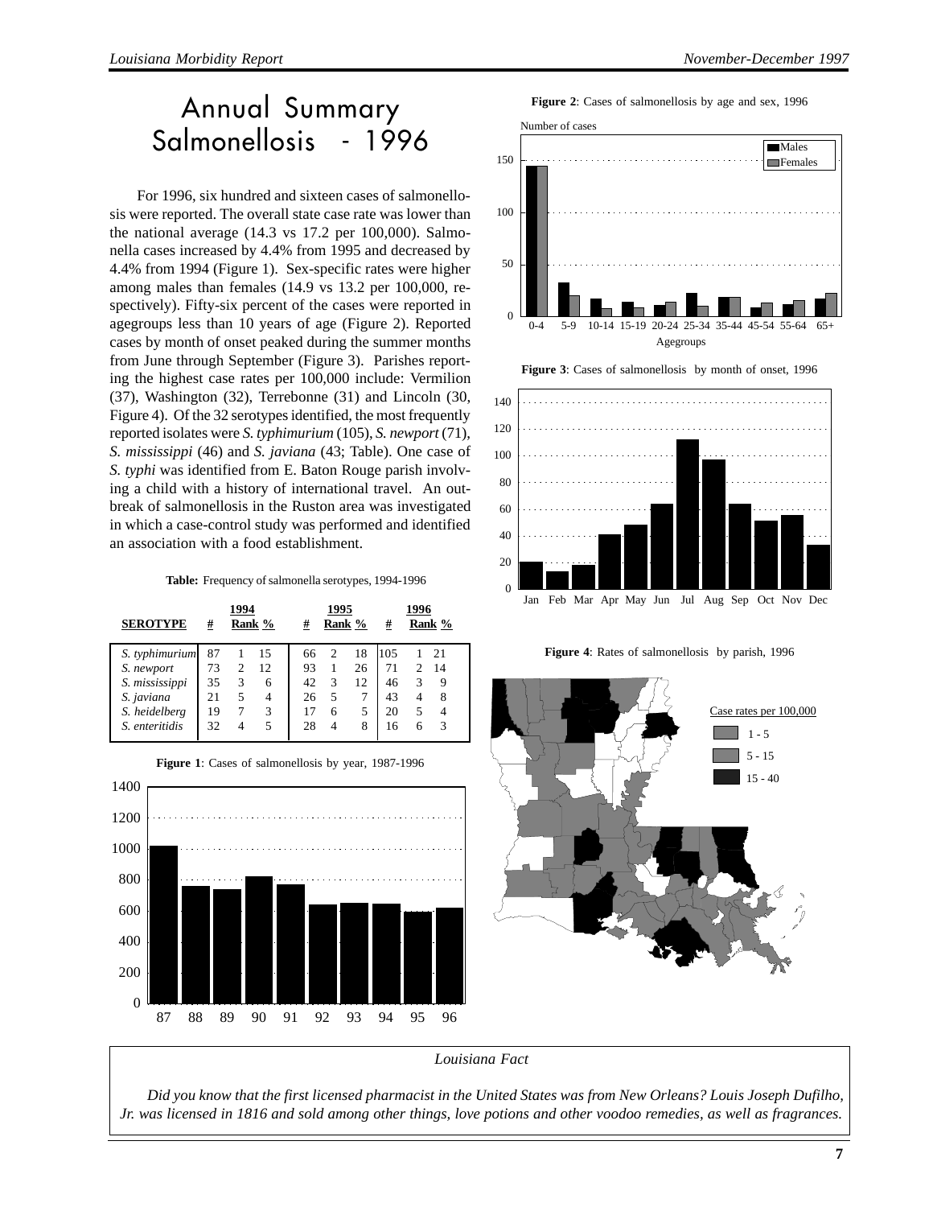# Annual Summary Salmonellosis - 1996

For 1996, six hundred and sixteen cases of salmonellosis were reported. The overall state case rate was lower than the national average (14.3 vs 17.2 per 100,000). Salmonella cases increased by 4.4% from 1995 and decreased by 4.4% from 1994 (Figure 1). Sex-specific rates were higher among males than females (14.9 vs 13.2 per 100,000, respectively). Fifty-six percent of the cases were reported in agegroups less than 10 years of age (Figure 2). Reported cases by month of onset peaked during the summer months from June through September (Figure 3). Parishes reporting the highest case rates per 100,000 include: Vermilion (37), Washington (32), Terrebonne (31) and Lincoln (30, Figure 4). Of the 32 serotypes identified, the most frequently reported isolates were *S. typhimurium* (105), *S. newport* (71), *S. mississippi* (46) and *S. javiana* (43; Table). One case of *S. typhi* was identified from E. Baton Rouge parish involving a child with a history of international travel. An outbreak of salmonellosis in the Ruston area was investigated in which a case-control study was performed and identified an association with a food establishment.

**Table:** Frequency of salmonella serotypes, 1994-1996

| SEROTYPE | 1994 # | 1994 Rank | 1994 % | 1995 # | 1995 Rank | 1995 % | 1996 # | 1996 Rank | 1996 % |
|---|---|---|---|---|---|---|---|---|---|
| *S. typhimurium* | 87 | 1 | 15 | 66 | 2 | 18 | 105 | 1 | 21 |
| *S. newport* | 73 | 2 | 12 | 93 | 1 | 26 | 71 | 2 | 14 |
| *S. mississippi* | 35 | 3 | 6 | 42 | 3 | 12 | 46 | 3 | 9 |
| *S. javiana* | 21 | 5 | 4 | 26 | 5 | 7 | 43 | 4 | 8 |
| *S. heidelberg* | 19 | 7 | 3 | 17 | 6 | 5 | 20 | 5 | 4 |
| *S. enteritidis* | 32 | 4 | 5 | 28 | 4 | 8 | 16 | 6 | 3 |

**Figure 1**: Cases of salmonellosis by year, 1987-1996

**Figure 2**: Cases of salmonellosis by age and sex, 1996

**Figure 3**: Cases of salmonellosis by month of onset, 1996

**Figure 4**: Rates of salmonellosis by parish, 1996

*Louisiana Fact*

*Did you know that the first licensed pharmacist in the United States was from New Orleans? Louis Joseph Dufilho, Jr. was licensed in 1816 and sold among other things, love potions and other voodoo remedies, as well as fragrances.*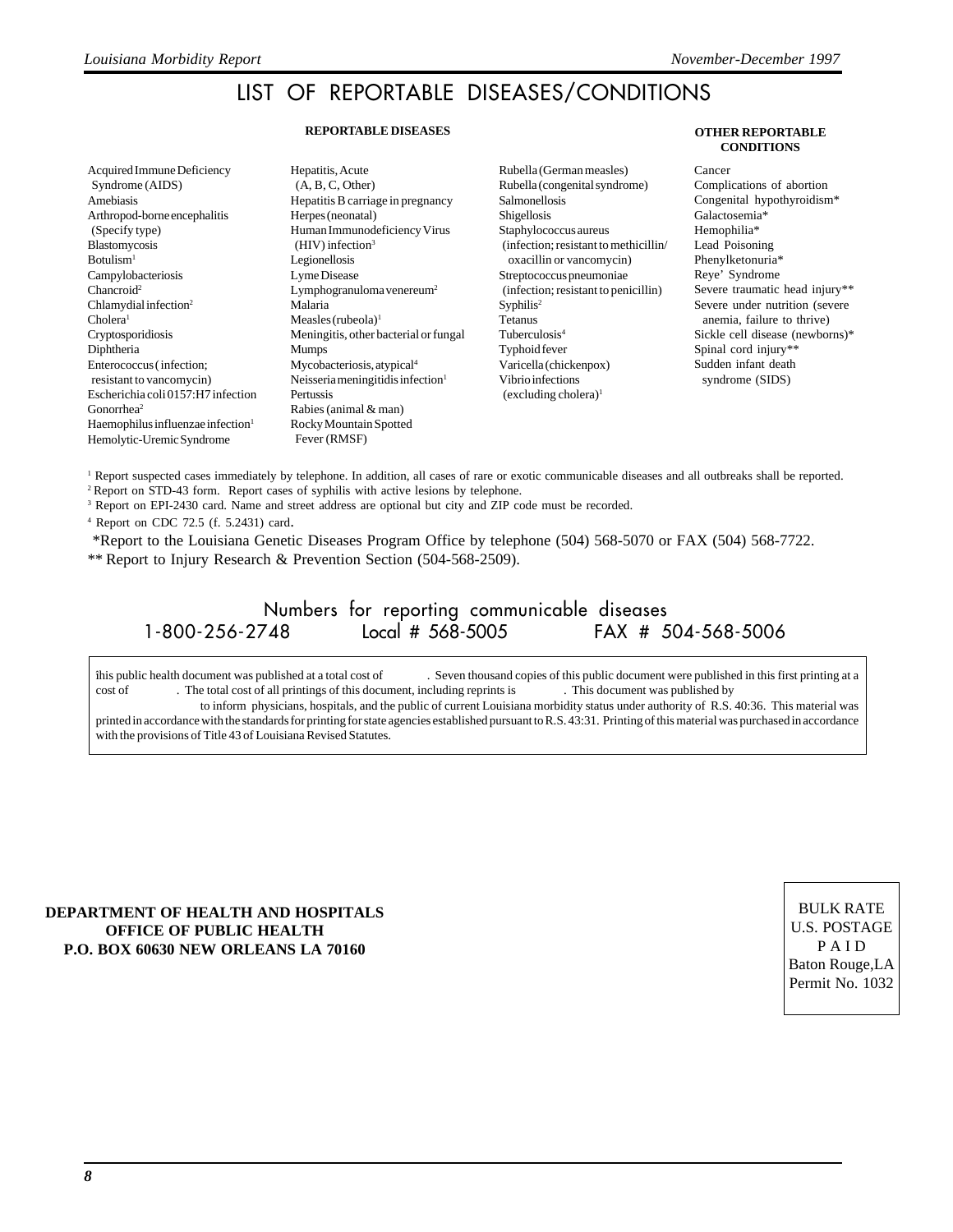// LIST OF REPORTABLE DISEASES/CONDITIONS

# LIST OF REPORTABLE DISEASES/CONDITIONS

## REPORTABLE DISEASES

Acquired Immune Deficiency Syndrome (AIDS)
Amebiasis
Arthropod-borne encephalitis (Specify type)
Blastomycosis
Botulism[1]
Campylobacteriosis
Chancroid[2]
Chlamydial infection[2]
Cholera[1]
Cryptosporidiosis
Diphtheria
Enterococcus (infection; resistant to vancomycin)
Escherichia coli 0157:H7 infection
Gonorrhea[2]
Haemophilus influenzae infection[1]
Hemolytic-Uremic Syndrome
Hepatitis, Acute (A, B, C, Other)
Hepatitis B carriage in pregnancy
Herpes (neonatal)
Human Immunodeficiency Virus (HIV) infection[3]
Legionellosis
Lyme Disease
Lymphogranuloma venereum[2]
Malaria
Measles (rubeola)[1]
Meningitis, other bacterial or fungal
Mumps
Mycobacteriosis, atypical[4]
Neisseria meningitidis infection[1]
Pertussis
Rabies (animal & man)
Rocky Mountain Spotted Fever (RMSF)
Rubella (German measles)
Rubella (congenital syndrome)
Salmonellosis
Shigellosis
Staphylococcus aureus (infection; resistant to methicillin/ oxacillin or vancomycin)
Streptococcus pneumoniae (infection; resistant to penicillin)
Syphilis[2]
Tetanus
Tuberculosis[4]
Typhoid fever
Varicella (chickenpox)
Vibrio infections (excluding cholera)[1]

## OTHER REPORTABLE CONDITIONS

Cancer
Complications of abortion
Congenital hypothyroidism*
Galactosemia*
Hemophilia*
Lead Poisoning
Phenylketonuria*
Reye' Syndrome
Severe traumatic head injury**
Severe under nutrition (severe anemia, failure to thrive)
Sickle cell disease (newborns)*
Spinal cord injury**
Sudden infant death syndrome (SIDS)

[1] Report suspected cases immediately by telephone. In addition, all cases of rare or exotic communicable diseases and all outbreaks shall be reported.
[2] Report on STD-43 form. Report cases of syphilis with active lesions by telephone.
[3] Report on EPI-2430 card. Name and street address are optional but city and ZIP code must be recorded.
[4] Report on CDC 72.5 (f. 5.2431) card.

*Report to the Louisiana Genetic Diseases Program Office by telephone (504) 568-5070 or FAX (504) 568-7722.
** Report to Injury Research & Prevention Section (504-568-2509).

### Numbers for reporting communicable diseases

1-800-256-2748 Local # 568-5005 FAX # 504-568-5006

This public health document was published at a total cost of . Seven thousand copies of this public document were published in this first printing at a cost of . The total cost of all printings of this document, including reprints is . This document was published by to inform physicians, hospitals, and the public of current Louisiana morbidity status under authority of R.S. 40:36. This material was printed in accordance with the standards for printing for state agencies established pursuant to R.S. 43:31. Printing of this material was purchased in accordance with the provisions of Title 43 of Louisiana Revised Statutes.

**DEPARTMENT OF HEALTH AND HOSPITALS**
**OFFICE OF PUBLIC HEALTH**
**P.O. BOX 60630 NEW ORLEANS LA 70160**

BULK RATE
U.S. POSTAGE
P A I D
Baton Rouge,LA
Permit No. 1032